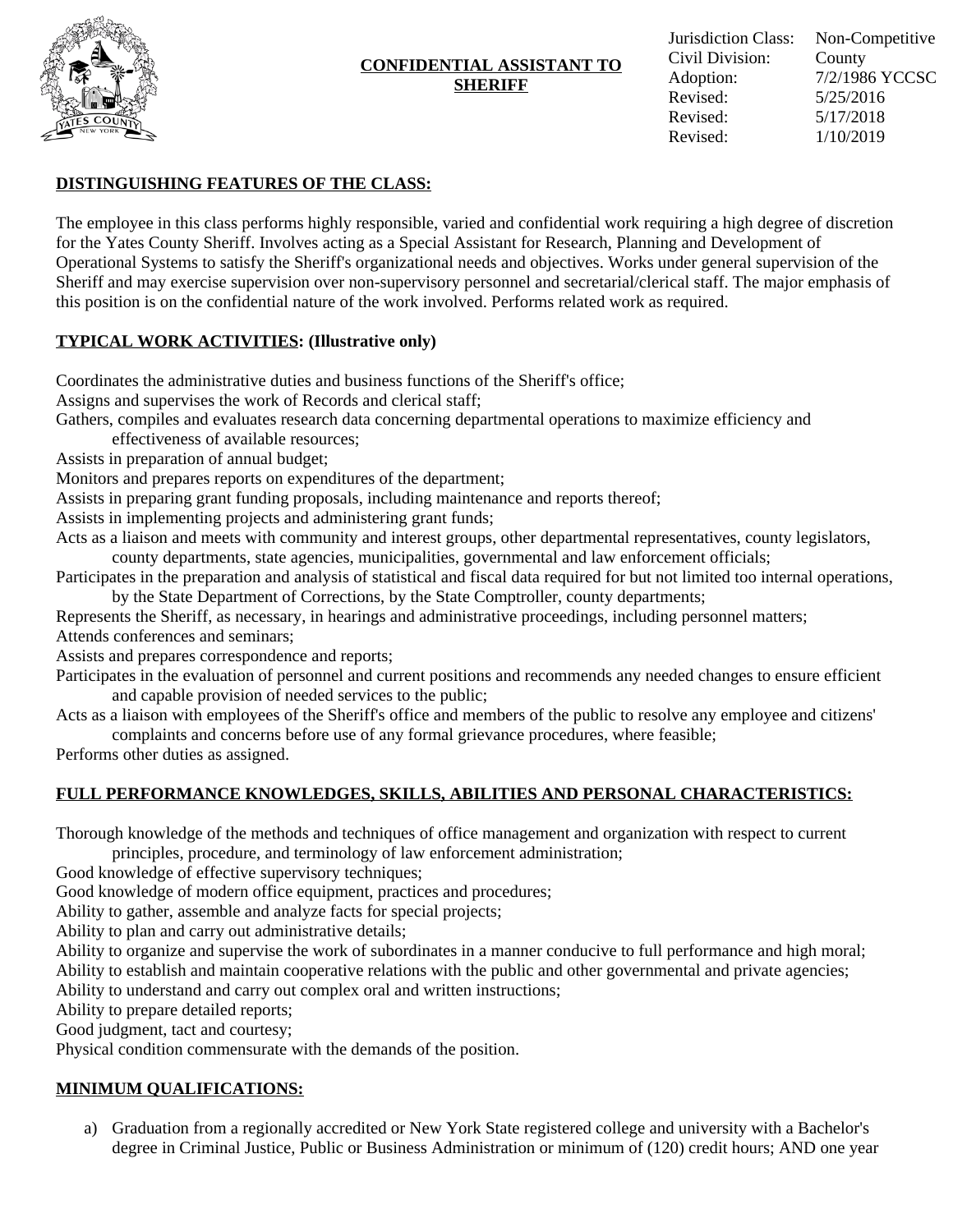# CONFIDENTIAL ASSISTANT TO SHERIFF

| | |
|---|---|
| Jurisdiction Class: | Non-Competitive |
| Civil Division: | County |
| Adoption: | 7/2/1986 YCCSC |
| Revised: | 5/25/2016 |
| Revised: | 5/17/2018 |
| Revised: | 1/10/2019 |

## DISTINGUISHING FEATURES OF THE CLASS:

The employee in this class performs highly responsible, varied and confidential work requiring a high degree of discretion for the Yates County Sheriff. Involves acting as a Special Assistant for Research, Planning and Development of Operational Systems to satisfy the Sheriff's organizational needs and objectives. Works under general supervision of the Sheriff and may exercise supervision over non-supervisory personnel and secretarial/clerical staff. The major emphasis of this position is on the confidential nature of the work involved. Performs related work as required.

## TYPICAL WORK ACTIVITIES: (Illustrative only)

Coordinates the administrative duties and business functions of the Sheriff's office;
Assigns and supervises the work of Records and clerical staff;
Gathers, compiles and evaluates research data concerning departmental operations to maximize efficiency and effectiveness of available resources;
Assists in preparation of annual budget;
Monitors and prepares reports on expenditures of the department;
Assists in preparing grant funding proposals, including maintenance and reports thereof;
Assists in implementing projects and administering grant funds;
Acts as a liaison and meets with community and interest groups, other departmental representatives, county legislators, county departments, state agencies, municipalities, governmental and law enforcement officials;
Participates in the preparation and analysis of statistical and fiscal data required for but not limited too internal operations, by the State Department of Corrections, by the State Comptroller, county departments;
Represents the Sheriff, as necessary, in hearings and administrative proceedings, including personnel matters;
Attends conferences and seminars;
Assists and prepares correspondence and reports;
Participates in the evaluation of personnel and current positions and recommends any needed changes to ensure efficient and capable provision of needed services to the public;
Acts as a liaison with employees of the Sheriff's office and members of the public to resolve any employee and citizens' complaints and concerns before use of any formal grievance procedures, where feasible;
Performs other duties as assigned.

## FULL PERFORMANCE KNOWLEDGES, SKILLS, ABILITIES AND PERSONAL CHARACTERISTICS:

Thorough knowledge of the methods and techniques of office management and organization with respect to current principles, procedure, and terminology of law enforcement administration;
Good knowledge of effective supervisory techniques;
Good knowledge of modern office equipment, practices and procedures;
Ability to gather, assemble and analyze facts for special projects;
Ability to plan and carry out administrative details;
Ability to organize and supervise the work of subordinates in a manner conducive to full performance and high moral;
Ability to establish and maintain cooperative relations with the public and other governmental and private agencies;
Ability to understand and carry out complex oral and written instructions;
Ability to prepare detailed reports;
Good judgment, tact and courtesy;
Physical condition commensurate with the demands of the position.

## MINIMUM QUALIFICATIONS:

a) Graduation from a regionally accredited or New York State registered college and university with a Bachelor's degree in Criminal Justice, Public or Business Administration or minimum of (120) credit hours; AND one year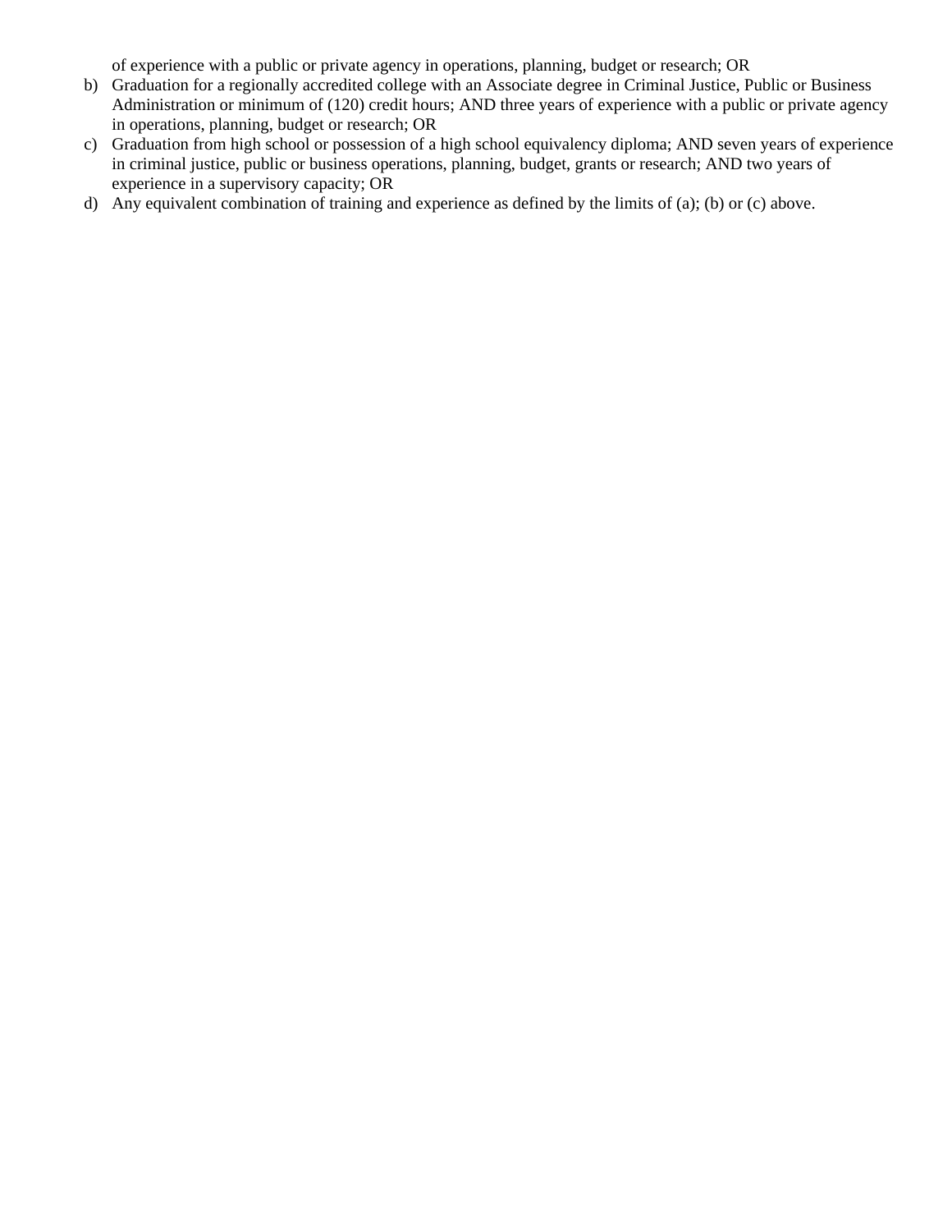of experience with a public or private agency in operations, planning, budget or research; OR

b) Graduation for a regionally accredited college with an Associate degree in Criminal Justice, Public or Business Administration or minimum of (120) credit hours; AND three years of experience with a public or private agency in operations, planning, budget or research; OR
c) Graduation from high school or possession of a high school equivalency diploma; AND seven years of experience in criminal justice, public or business operations, planning, budget, grants or research; AND two years of experience in a supervisory capacity; OR
d) Any equivalent combination of training and experience as defined by the limits of (a); (b) or (c) above.